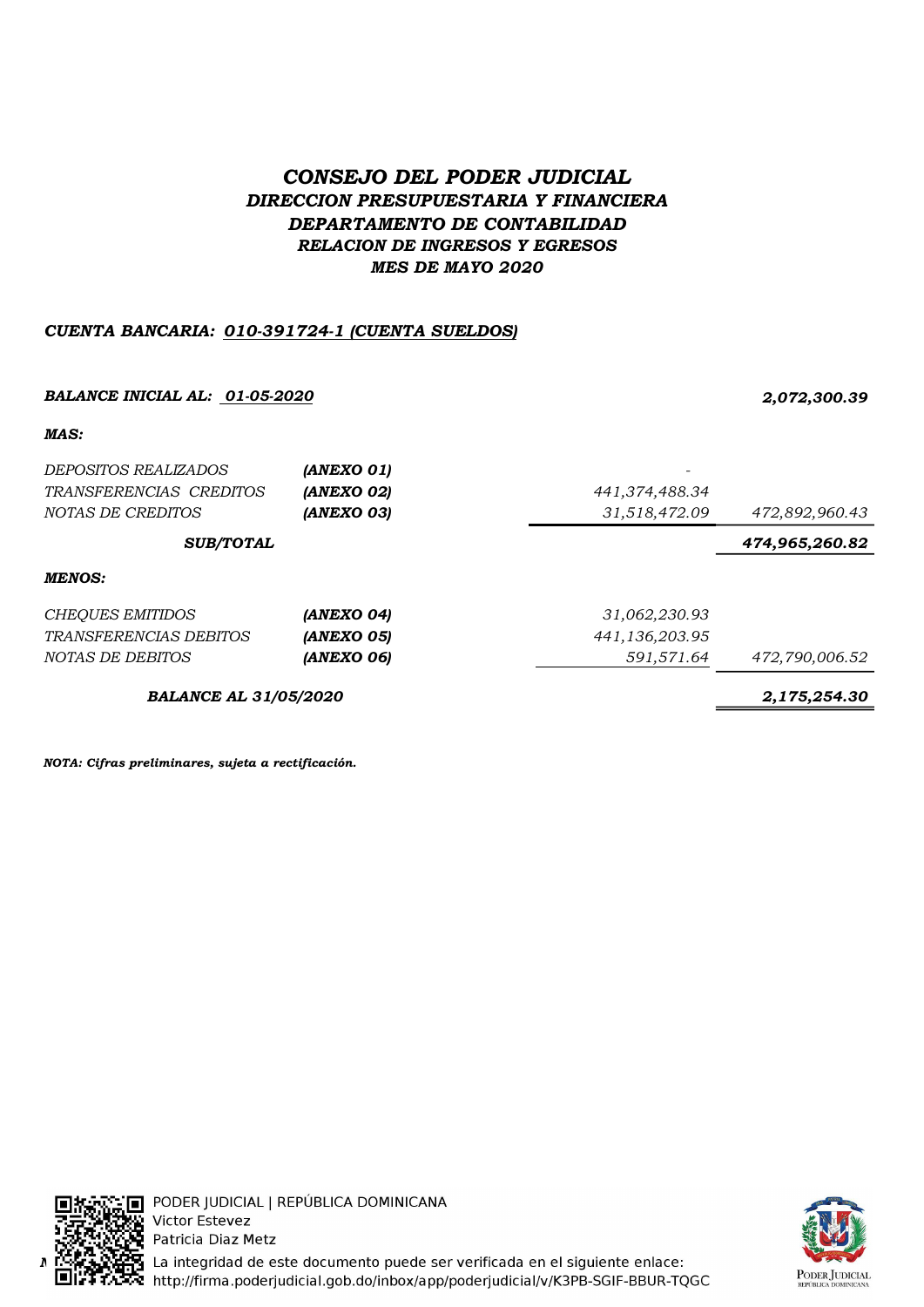# *CONSEJO DEL PODER JUDICIAL*

## *DIRECCION PRESUPUESTARIA Y FINANCIERA*

## *DEPARTAMENTO DE CONTABILIDAD*

### *RELACION DE INGRESOS Y EGRESOS*

### *MES DE MAYO 2020*

***CUENTA BANCARIA: 010-391724-1 (CUENTA SUELDOS)***

| | | | |
|---|---|---|---|
| ***BALANCE INICIAL AL: 01-05-2020*** | | | ***2,072,300.39*** |
| ***MAS:*** | | | |
| *DEPOSITOS REALIZADOS* | ***(ANEXO 01)*** | - | |
| *TRANSFERENCIAS CREDITOS* | ***(ANEXO 02)*** | *441,374,488.34* | |
| *NOTAS DE CREDITOS* | ***(ANEXO 03)*** | *31,518,472.09* | *472,892,960.43* |
| ***SUB/TOTAL*** | | | ***474,965,260.82*** |
| ***MENOS:*** | | | |
| *CHEQUES EMITIDOS* | ***(ANEXO 04)*** | *31,062,230.93* | |
| *TRANSFERENCIAS DEBITOS* | ***(ANEXO 05)*** | *441,136,203.95* | |
| *NOTAS DE DEBITOS* | ***(ANEXO 06)*** | *591,571.64* | *472,790,006.52* |
| ***BALANCE AL 31/05/2020*** | | | ***2,175,254.30*** |

***NOTA: Cifras preliminares, sujeta a rectificación.***

PODER JUDICIAL | REPÚBLICA DOMINICANA
Victor Estevez
Patricia Diaz Metz
La integridad de este documento puede ser verificada en el siguiente enlace:
http://firma.poderjudicial.gob.do/inbox/app/poderjudicial/v/K3PB-SGIF-BBUR-TQGC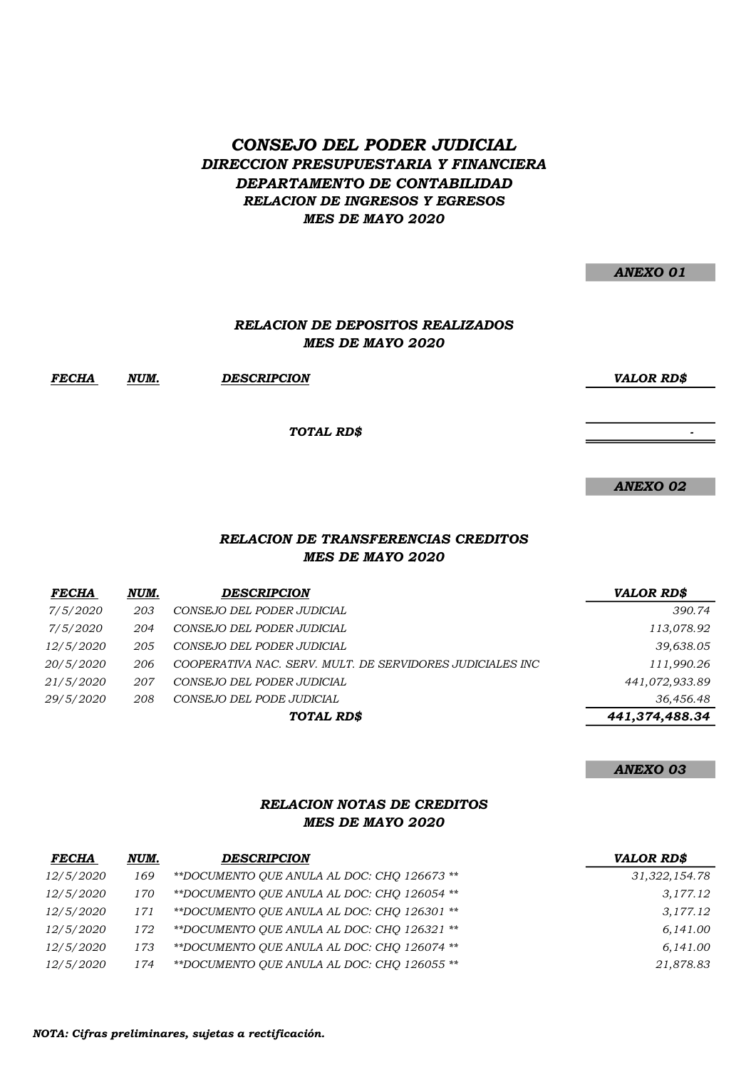# *CONSEGO DEL PODER JUDICIAL*

# *CONSEJO DEL PODER JUDICIAL*
## *DIRECCION PRESUPUESTARIA Y FINANCIERA*
## *DEPARTAMENTO DE CONTABILIDAD*
### *RELACION DE INGRESOS Y EGRESOS*
### *MES DE MAYO 2020*

**ANEXO 01**

### *RELACION DE DEPOSITOS REALIZADOS*
### *MES DE MAYO 2020*

| FECHA | NUM. | DESCRIPCION | VALOR RD$ |
|---|---|---|---|
| | | **TOTAL RD$** | - |

**ANEXO 02**

### *RELACION DE TRANSFERENCIAS CREDITOS*
### *MES DE MAYO 2020*

| FECHA | NUM. | DESCRIPCION | VALOR RD$ |
|---|---|---|---|
| 7/5/2020 | 203 | CONSEJO DEL PODER JUDICIAL | 390.74 |
| 7/5/2020 | 204 | CONSEJO DEL PODER JUDICIAL | 113,078.92 |
| 12/5/2020 | 205 | CONSEJO DEL PODER JUDICIAL | 39,638.05 |
| 20/5/2020 | 206 | COOPERATIVA NAC. SERV. MULT. DE SERVIDORES JUDICIALES INC | 111,990.26 |
| 21/5/2020 | 207 | CONSEJO DEL PODER JUDICIAL | 441,072,933.89 |
| 29/5/2020 | 208 | CONSEJO DEL PODE JUDICIAL | 36,456.48 |
| | | **TOTAL RD$** | **441,374,488.34** |

**ANEXO 03**

### *RELACION NOTAS DE CREDITOS*
### *MES DE MAYO 2020*

| FECHA | NUM. | DESCRIPCION | VALOR RD$ |
|---|---|---|---|
| 12/5/2020 | 169 | **DOCUMENTO QUE ANULA AL DOC: CHQ 126673 ** | 31,322,154.78 |
| 12/5/2020 | 170 | **DOCUMENTO QUE ANULA AL DOC: CHQ 126054 ** | 3,177.12 |
| 12/5/2020 | 171 | **DOCUMENTO QUE ANULA AL DOC: CHQ 126301 ** | 3,177.12 |
| 12/5/2020 | 172 | **DOCUMENTO QUE ANULA AL DOC: CHQ 126321 ** | 6,141.00 |
| 12/5/2020 | 173 | **DOCUMENTO QUE ANULA AL DOC: CHQ 126074 ** | 6,141.00 |
| 12/5/2020 | 174 | **DOCUMENTO QUE ANULA AL DOC: CHQ 126055 ** | 21,878.83 |

*NOTA: Cifras preliminares, sujetas a rectificación.*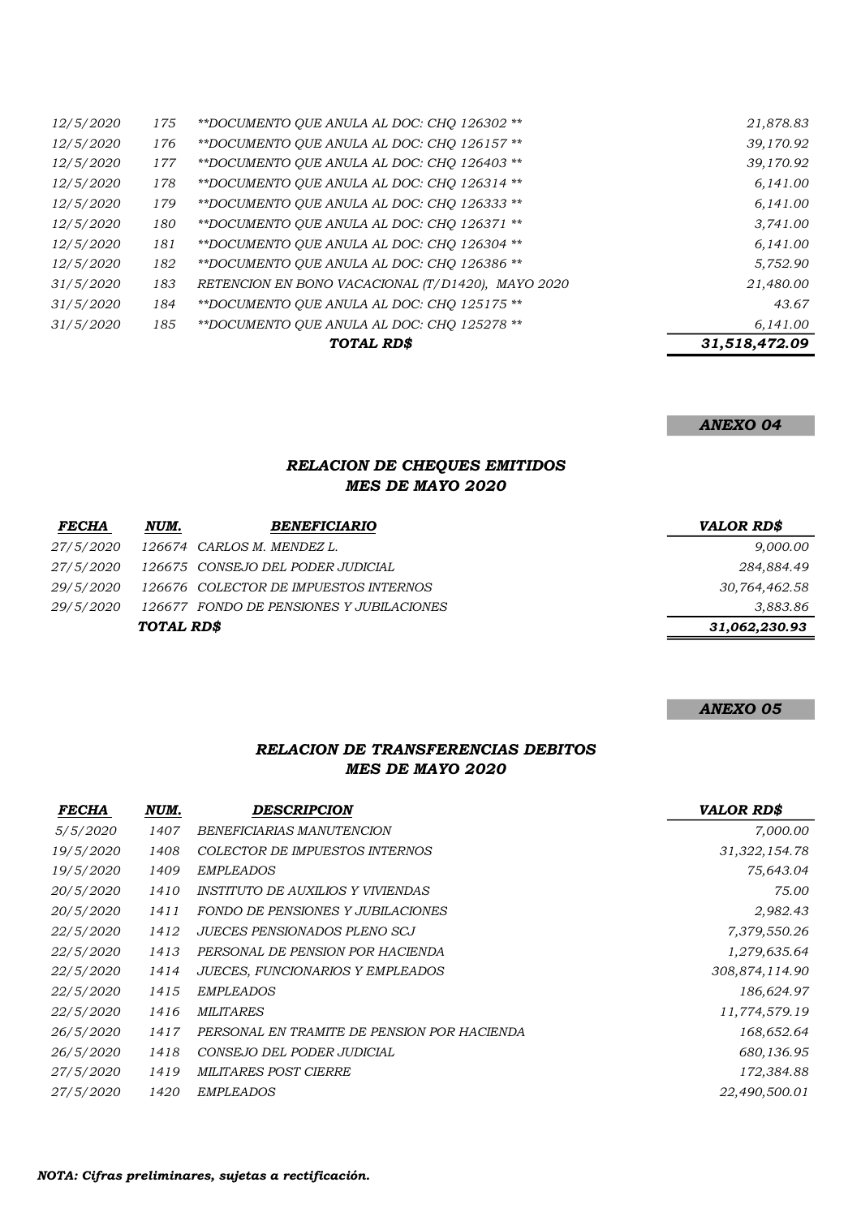| | | | |
|---|---|---|---|
| *12/5/2020* | *175* | *\*\*DOCUMENTO QUE ANULA AL DOC: CHQ 126302 \*\** | *21,878.83* |
| *12/5/2020* | *176* | *\*\*DOCUMENTO QUE ANULA AL DOC: CHQ 126157 \*\** | *39,170.92* |
| *12/5/2020* | *177* | *\*\*DOCUMENTO QUE ANULA AL DOC: CHQ 126403 \*\** | *39,170.92* |
| *12/5/2020* | *178* | *\*\*DOCUMENTO QUE ANULA AL DOC: CHQ 126314 \*\** | *6,141.00* |
| *12/5/2020* | *179* | *\*\*DOCUMENTO QUE ANULA AL DOC: CHQ 126333 \*\** | *6,141.00* |
| *12/5/2020* | *180* | *\*\*DOCUMENTO QUE ANULA AL DOC: CHQ 126371 \*\** | *3,741.00* |
| *12/5/2020* | *181* | *\*\*DOCUMENTO QUE ANULA AL DOC: CHQ 126304 \*\** | *6,141.00* |
| *12/5/2020* | *182* | *\*\*DOCUMENTO QUE ANULA AL DOC: CHQ 126386 \*\** | *5,752.90* |
| *31/5/2020* | *183* | *RETENCION EN BONO VACACIONAL (T/D1420), MAYO 2020* | *21,480.00* |
| *31/5/2020* | *184* | *\*\*DOCUMENTO QUE ANULA AL DOC: CHQ 125175 \*\** | *43.67* |
| *31/5/2020* | *185* | *\*\*DOCUMENTO QUE ANULA AL DOC: CHQ 125278 \*\** | *6,141.00* |
| | | ***TOTAL RD$*** | ***31,518,472.09*** |

***ANEXO 04***

### *RELACION DE CHEQUES EMITIDOS*
### *MES DE MAYO 2020*

| ***FECHA*** | ***NUM.*** | ***BENEFICIARIO*** | ***VALOR RD$*** |
|---|---|---|---|
| *27/5/2020* | *126674* | *CARLOS M. MENDEZ L.* | *9,000.00* |
| *27/5/2020* | *126675* | *CONSEJO DEL PODER JUDICIAL* | *284,884.49* |
| *29/5/2020* | *126676* | *COLECTOR DE IMPUESTOS INTERNOS* | *30,764,462.58* |
| *29/5/2020* | *126677* | *FONDO DE PENSIONES Y JUBILACIONES* | *3,883.86* |
| | ***TOTAL RD$*** | | ***31,062,230.93*** |

***ANEXO 05***

### *RELACION DE TRANSFERENCIAS DEBITOS*
### *MES DE MAYO 2020*

| ***FECHA*** | ***NUM.*** | ***DESCRIPCION*** | ***VALOR RD$*** |
|---|---|---|---|
| *5/5/2020* | *1407* | *BENEFICIARIAS MANUTENCION* | *7,000.00* |
| *19/5/2020* | *1408* | *COLECTOR DE IMPUESTOS INTERNOS* | *31,322,154.78* |
| *19/5/2020* | *1409* | *EMPLEADOS* | *75,643.04* |
| *20/5/2020* | *1410* | *INSTITUTO DE AUXILIOS Y VIVIENDAS* | *75.00* |
| *20/5/2020* | *1411* | *FONDO DE PENSIONES Y JUBILACIONES* | *2,982.43* |
| *22/5/2020* | *1412* | *JUECES PENSIONADOS PLENO SCJ* | *7,379,550.26* |
| *22/5/2020* | *1413* | *PERSONAL DE PENSION POR HACIENDA* | *1,279,635.64* |
| *22/5/2020* | *1414* | *JUECES, FUNCIONARIOS Y EMPLEADOS* | *308,874,114.90* |
| *22/5/2020* | *1415* | *EMPLEADOS* | *186,624.97* |
| *22/5/2020* | *1416* | *MILITARES* | *11,774,579.19* |
| *26/5/2020* | *1417* | *PERSONAL EN TRAMITE DE PENSION POR HACIENDA* | *168,652.64* |
| *26/5/2020* | *1418* | *CONSEJO DEL PODER JUDICIAL* | *680,136.95* |
| *27/5/2020* | *1419* | *MILITARES POST CIERRE* | *172,384.88* |
| *27/5/2020* | *1420* | *EMPLEADOS* | *22,490,500.01* |

***NOTA: Cifras preliminares, sujetas a rectificación.***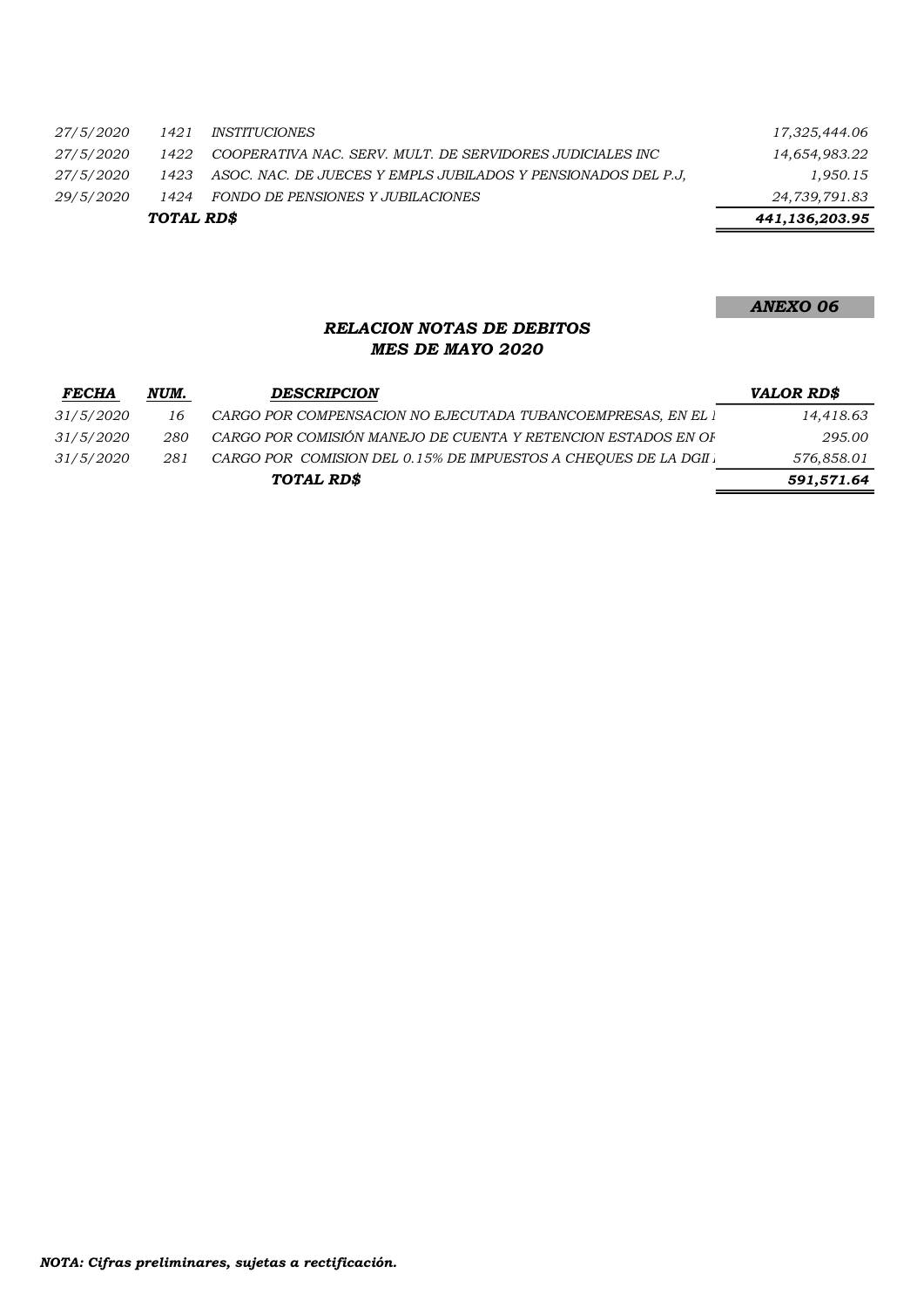| | | | |
|---|---|---|---|
| *27/5/2020* | *1421* | *INSTITUCIONES* | *17,325,444.06* |
| *27/5/2020* | *1422* | *COOPERATIVA NAC. SERV. MULT. DE SERVIDORES JUDICIALES INC* | *14,654,983.22* |
| *27/5/2020* | *1423* | *ASOC. NAC. DE JUECES Y EMPLS JUBILADOS Y PENSIONADOS DEL P.J,* | *1,950.15* |
| *29/5/2020* | *1424* | *FONDO DE PENSIONES Y JUBILACIONES* | *24,739,791.83* |
| | ***TOTAL RD$*** | | ***441,136,203.95*** |

***ANEXO 06***

### *RELACION NOTAS DE DEBITOS*
### *MES DE MAYO 2020*

| ***FECHA*** | ***NUM.*** | ***DESCRIPCION*** | ***VALOR RD$*** |
|---|---|---|---|
| *31/5/2020* | *16* | *CARGO POR COMPENSACION NO EJECUTADA TUBANCOEMPRESAS, EN EL I* | *14,418.63* |
| *31/5/2020* | *280* | *CARGO POR COMISIÓN MANEJO DE CUENTA Y RETENCION ESTADOS EN OF* | *295.00* |
| *31/5/2020* | *281* | *CARGO POR COMISION DEL 0.15% DE IMPUESTOS A CHEQUES DE LA DGII* | *576,858.01* |
| | | ***TOTAL RD$*** | ***591,571.64*** |

***NOTA: Cifras preliminares, sujetas a rectificación.***